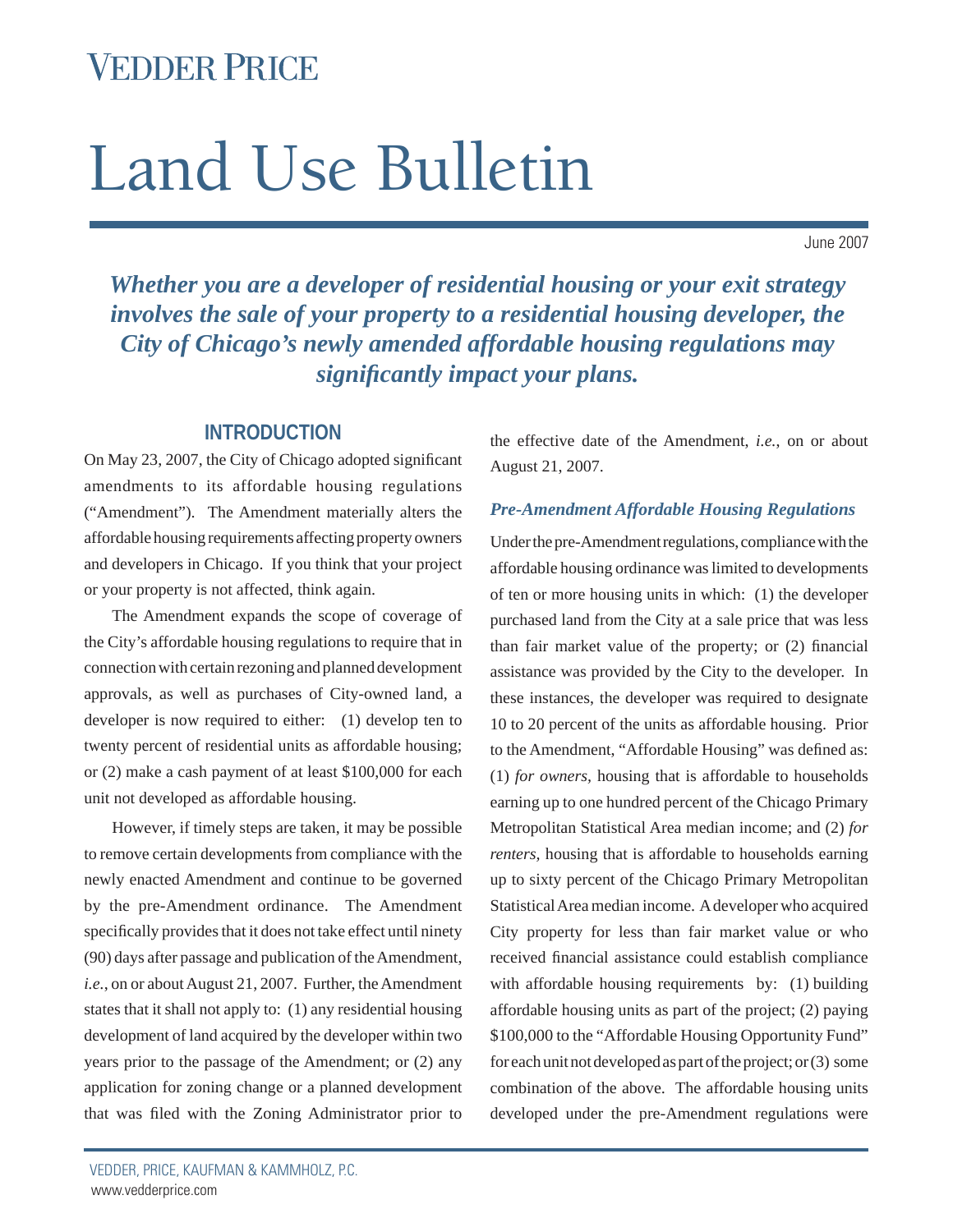# Vedder Price

# Land Use Bulletin

June 2007

***Whether you are a developer of residential housing or your exit strategy involves the sale of your property to a residential housing developer, the City of Chicago's newly amended affordable housing regulations may significantly impact your plans.***

## INTRODUCTION

On May 23, 2007, the City of Chicago adopted significant amendments to its affordable housing regulations ("Amendment"). The Amendment materially alters the affordable housing requirements affecting property owners and developers in Chicago. If you think that your project or your property is not affected, think again.

The Amendment expands the scope of coverage of the City's affordable housing regulations to require that in connection with certain rezoning and planned development approvals, as well as purchases of City-owned land, a developer is now required to either: (1) develop ten to twenty percent of residential units as affordable housing; or (2) make a cash payment of at least $100,000 for each unit not developed as affordable housing.

However, if timely steps are taken, it may be possible to remove certain developments from compliance with the newly enacted Amendment and continue to be governed by the pre-Amendment ordinance. The Amendment specifically provides that it does not take effect until ninety (90) days after passage and publication of the Amendment, *i.e.*, on or about August 21, 2007. Further, the Amendment states that it shall not apply to: (1) any residential housing development of land acquired by the developer within two years prior to the passage of the Amendment; or (2) any application for zoning change or a planned development that was filed with the Zoning Administrator prior to the effective date of the Amendment, *i.e.*, on or about August 21, 2007.

### *Pre-Amendment Affordable Housing Regulations*

Under the pre-Amendment regulations, compliance with the affordable housing ordinance was limited to developments of ten or more housing units in which: (1) the developer purchased land from the City at a sale price that was less than fair market value of the property; or (2) financial assistance was provided by the City to the developer. In these instances, the developer was required to designate 10 to 20 percent of the units as affordable housing. Prior to the Amendment, "Affordable Housing" was defined as: (1) *for owners*, housing that is affordable to households earning up to one hundred percent of the Chicago Primary Metropolitan Statistical Area median income; and (2) *for renters*, housing that is affordable to households earning up to sixty percent of the Chicago Primary Metropolitan Statistical Area median income. A developer who acquired City property for less than fair market value or who received financial assistance could establish compliance with affordable housing requirements by: (1) building affordable housing units as part of the project; (2) paying $100,000 to the "Affordable Housing Opportunity Fund" for each unit not developed as part of the project; or (3) some combination of the above. The affordable housing units developed under the pre-Amendment regulations were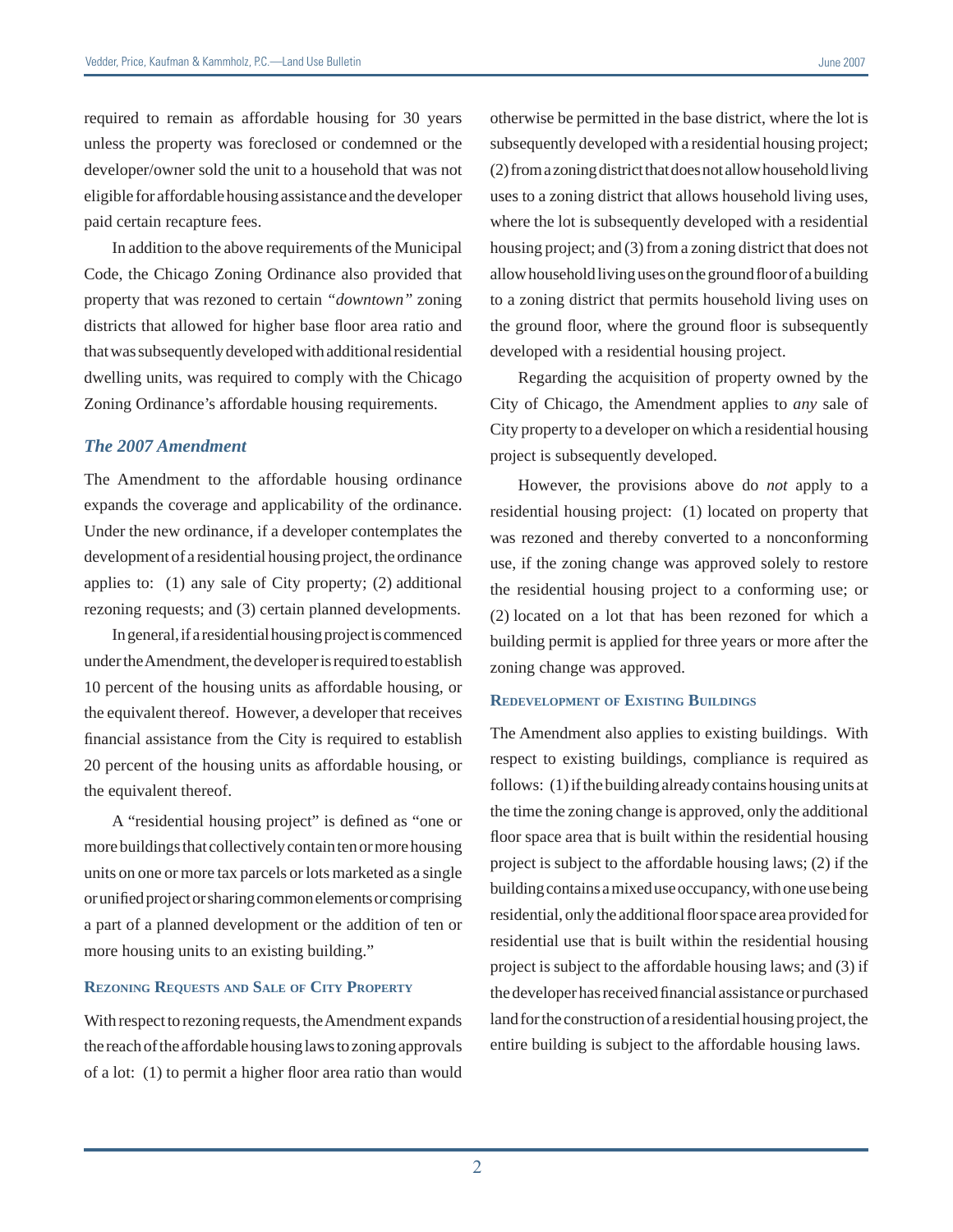required to remain as affordable housing for 30 years unless the property was foreclosed or condemned or the developer/owner sold the unit to a household that was not eligible for affordable housing assistance and the developer paid certain recapture fees.

In addition to the above requirements of the Municipal Code, the Chicago Zoning Ordinance also provided that property that was rezoned to certain *"downtown"* zoning districts that allowed for higher base floor area ratio and that was subsequently developed with additional residential dwelling units, was required to comply with the Chicago Zoning Ordinance's affordable housing requirements.

### *The 2007 Amendment*

The Amendment to the affordable housing ordinance expands the coverage and applicability of the ordinance. Under the new ordinance, if a developer contemplates the development of a residential housing project, the ordinance applies to: (1) any sale of City property; (2) additional rezoning requests; and (3) certain planned developments.

In general, if a residential housing project is commenced under the Amendment, the developer is required to establish 10 percent of the housing units as affordable housing, or the equivalent thereof. However, a developer that receives financial assistance from the City is required to establish 20 percent of the housing units as affordable housing, or the equivalent thereof.

A "residential housing project" is defined as "one or more buildings that collectively contain ten or more housing units on one or more tax parcels or lots marketed as a single or unified project or sharing common elements or comprising a part of a planned development or the addition of ten or more housing units to an existing building."

#### Rezoning Requests and Sale of City Property

With respect to rezoning requests, the Amendment expands the reach of the affordable housing laws to zoning approvals of a lot: (1) to permit a higher floor area ratio than would otherwise be permitted in the base district, where the lot is subsequently developed with a residential housing project; (2) from a zoning district that does not allow household living uses to a zoning district that allows household living uses, where the lot is subsequently developed with a residential housing project; and (3) from a zoning district that does not allow household living uses on the ground floor of a building to a zoning district that permits household living uses on the ground floor, where the ground floor is subsequently developed with a residential housing project.

Regarding the acquisition of property owned by the City of Chicago, the Amendment applies to *any* sale of City property to a developer on which a residential housing project is subsequently developed.

However, the provisions above do *not* apply to a residential housing project: (1) located on property that was rezoned and thereby converted to a nonconforming use, if the zoning change was approved solely to restore the residential housing project to a conforming use; or (2) located on a lot that has been rezoned for which a building permit is applied for three years or more after the zoning change was approved.

#### Redevelopment of Existing Buildings

The Amendment also applies to existing buildings. With respect to existing buildings, compliance is required as follows: (1) if the building already contains housing units at the time the zoning change is approved, only the additional floor space area that is built within the residential housing project is subject to the affordable housing laws; (2) if the building contains a mixed use occupancy, with one use being residential, only the additional floor space area provided for residential use that is built within the residential housing project is subject to the affordable housing laws; and (3) if the developer has received financial assistance or purchased land for the construction of a residential housing project, the entire building is subject to the affordable housing laws.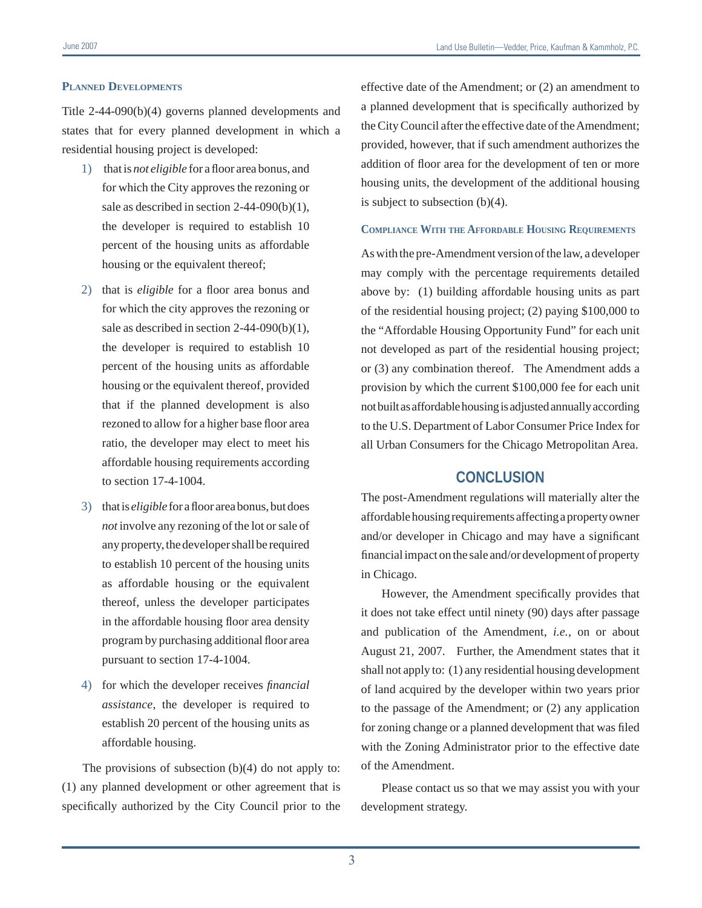### Planned Developments

Title 2-44-090(b)(4) governs planned developments and states that for every planned development in which a residential housing project is developed:

1) that is *not eligible* for a floor area bonus, and for which the City approves the rezoning or sale as described in section 2-44-090(b)(1), the developer is required to establish 10 percent of the housing units as affordable housing or the equivalent thereof;

2) that is *eligible* for a floor area bonus and for which the city approves the rezoning or sale as described in section 2-44-090(b)(1), the developer is required to establish 10 percent of the housing units as affordable housing or the equivalent thereof, provided that if the planned development is also rezoned to allow for a higher base floor area ratio, the developer may elect to meet his affordable housing requirements according to section 17-4-1004.

3) that is *eligible* for a floor area bonus, but does *not* involve any rezoning of the lot or sale of any property, the developer shall be required to establish 10 percent of the housing units as affordable housing or the equivalent thereof, unless the developer participates in the affordable housing floor area density program by purchasing additional floor area pursuant to section 17-4-1004.

4) for which the developer receives *financial assistance*, the developer is required to establish 20 percent of the housing units as affordable housing.

The provisions of subsection (b)(4) do not apply to: (1) any planned development or other agreement that is specifically authorized by the City Council prior to the effective date of the Amendment; or (2) an amendment to a planned development that is specifically authorized by the City Council after the effective date of the Amendment; provided, however, that if such amendment authorizes the addition of floor area for the development of ten or more housing units, the development of the additional housing is subject to subsection (b)(4).

### Compliance With the Affordable Housing Requirements

As with the pre-Amendment version of the law, a developer may comply with the percentage requirements detailed above by: (1) building affordable housing units as part of the residential housing project; (2) paying $100,000 to the "Affordable Housing Opportunity Fund" for each unit not developed as part of the residential housing project; or (3) any combination thereof. The Amendment adds a provision by which the current $100,000 fee for each unit not built as affordable housing is adjusted annually according to the U.S. Department of Labor Consumer Price Index for all Urban Consumers for the Chicago Metropolitan Area.

## CONCLUSION

The post-Amendment regulations will materially alter the affordable housing requirements affecting a property owner and/or developer in Chicago and may have a significant financial impact on the sale and/or development of property in Chicago.

However, the Amendment specifically provides that it does not take effect until ninety (90) days after passage and publication of the Amendment, *i.e.*, on or about August 21, 2007. Further, the Amendment states that it shall not apply to: (1) any residential housing development of land acquired by the developer within two years prior to the passage of the Amendment; or (2) any application for zoning change or a planned development that was filed with the Zoning Administrator prior to the effective date of the Amendment.

Please contact us so that we may assist you with your development strategy.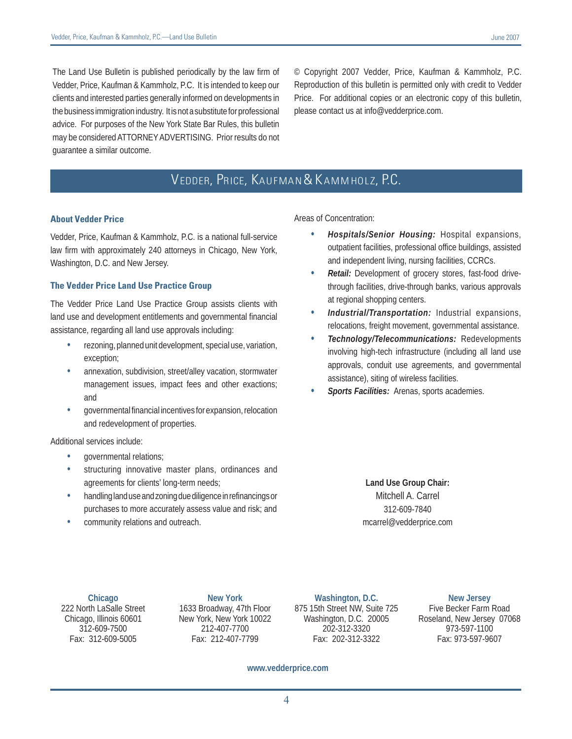The Land Use Bulletin is published periodically by the law firm of Vedder, Price, Kaufman & Kammholz, P.C. It is intended to keep our clients and interested parties generally informed on developments in the business immigration industry. It is not a substitute for professional advice. For purposes of the New York State Bar Rules, this bulletin may be considered ATTORNEY ADVERTISING. Prior results do not guarantee a similar outcome.

© Copyright 2007 Vedder, Price, Kaufman & Kammholz, P.C. Reproduction of this bulletin is permitted only with credit to Vedder Price. For additional copies or an electronic copy of this bulletin, please contact us at info@vedderprice.com.

# Vedder, Price, Kaufman & Kammholz, P.C.

### About Vedder Price

Vedder, Price, Kaufman & Kammholz, P.C. is a national full-service law firm with approximately 240 attorneys in Chicago, New York, Washington, D.C. and New Jersey.

### The Vedder Price Land Use Practice Group

The Vedder Price Land Use Practice Group assists clients with land use and development entitlements and governmental financial assistance, regarding all land use approvals including:

- rezoning, planned unit development, special use, variation, exception;
- annexation, subdivision, street/alley vacation, stormwater management issues, impact fees and other exactions; and
- governmental financial incentives for expansion, relocation and redevelopment of properties.

Additional services include:

- governmental relations;
- structuring innovative master plans, ordinances and agreements for clients' long-term needs;
- handling land use and zoning due diligence in refinancings or purchases to more accurately assess value and risk; and
- community relations and outreach.

Areas of Concentration:

- ***Hospitals/Senior Housing:*** Hospital expansions, outpatient facilities, professional office buildings, assisted and independent living, nursing facilities, CCRCs.
- ***Retail:*** Development of grocery stores, fast-food drive-through facilities, drive-through banks, various approvals at regional shopping centers.
- ***Industrial/Transportation:*** Industrial expansions, relocations, freight movement, governmental assistance.
- ***Technology/Telecommunications:*** Redevelopments involving high-tech infrastructure (including all land use approvals, conduit use agreements, and governmental assistance), siting of wireless facilities.
- ***Sports Facilities:*** Arenas, sports academies.

**Land Use Group Chair:**
Mitchell A. Carrel
312-609-7840
mcarrel@vedderprice.com

**Chicago**
222 North LaSalle Street
Chicago, Illinois 60601
312-609-7500
Fax: 312-609-5005

**New York**
1633 Broadway, 47th Floor
New York, New York 10022
212-407-7700
Fax: 212-407-7799

**Washington, D.C.**
875 15th Street NW, Suite 725
Washington, D.C. 20005
202-312-3320
Fax: 202-312-3322

**New Jersey**
Five Becker Farm Road
Roseland, New Jersey 07068
973-597-1100
Fax: 973-597-9607

**www.vedderprice.com**